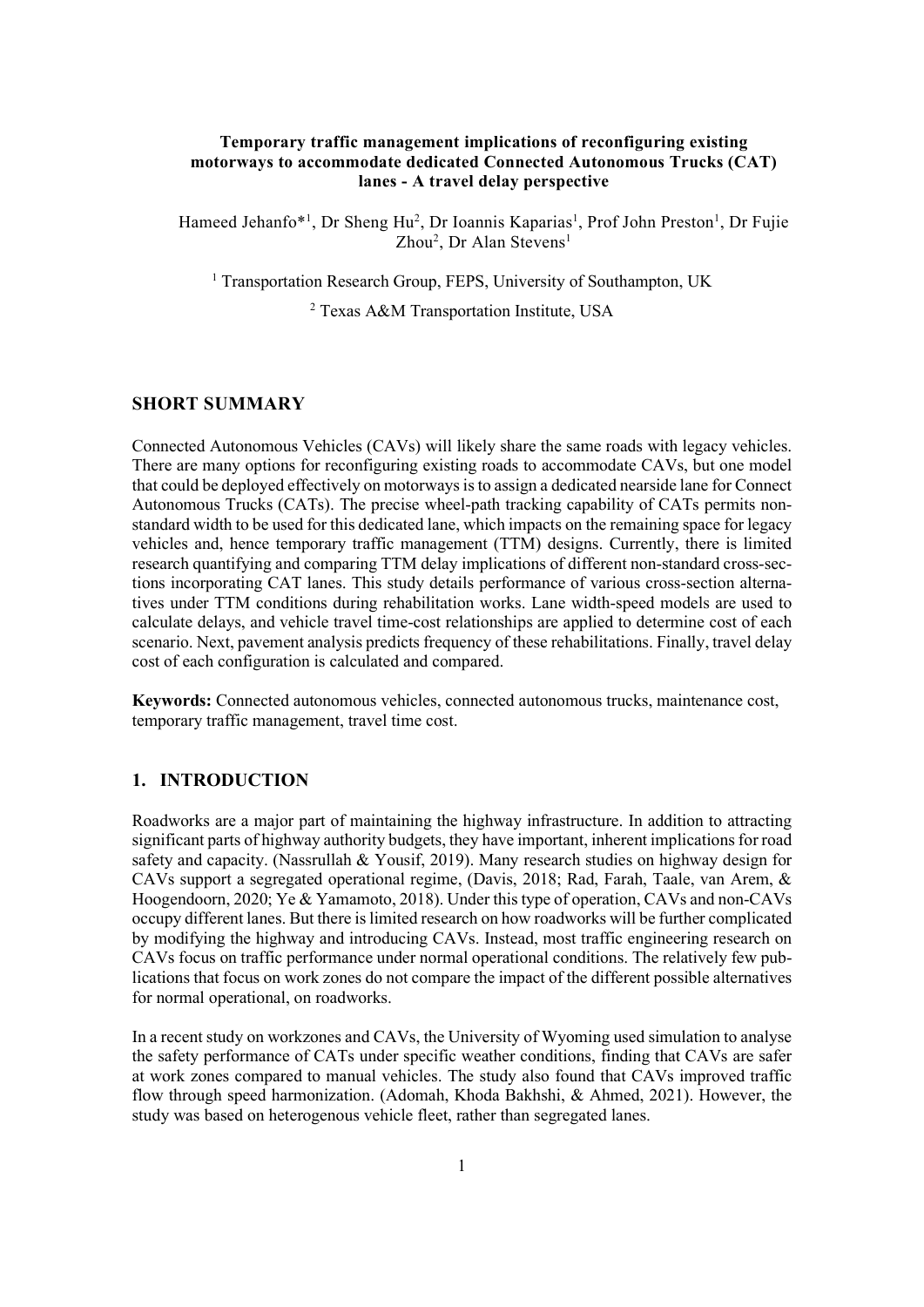**Temporary traffic management implications of reconfiguring existing motorways to accommodate dedicated Connected Autonomous Trucks (CAT) lanes - A travel delay perspective**

Hameed Jehanfo*[1], Dr Sheng Hu[2], Dr Ioannis Kaparias[1], Prof John Preston[1], Dr Fujie Zhou[2], Dr Alan Stevens[1]

[1] Transportation Research Group, FEPS, University of Southampton, UK

[2] Texas A&M Transportation Institute, USA

## SHORT SUMMARY

Connected Autonomous Vehicles (CAVs) will likely share the same roads with legacy vehicles. There are many options for reconfiguring existing roads to accommodate CAVs, but one model that could be deployed effectively on motorways is to assign a dedicated nearside lane for Connect Autonomous Trucks (CATs). The precise wheel-path tracking capability of CATs permits non-standard width to be used for this dedicated lane, which impacts on the remaining space for legacy vehicles and, hence temporary traffic management (TTM) designs. Currently, there is limited research quantifying and comparing TTM delay implications of different non-standard cross-sections incorporating CAT lanes. This study details performance of various cross-section alternatives under TTM conditions during rehabilitation works. Lane width-speed models are used to calculate delays, and vehicle travel time-cost relationships are applied to determine cost of each scenario. Next, pavement analysis predicts frequency of these rehabilitations. Finally, travel delay cost of each configuration is calculated and compared.

**Keywords:** Connected autonomous vehicles, connected autonomous trucks, maintenance cost, temporary traffic management, travel time cost.

## 1. INTRODUCTION

Roadworks are a major part of maintaining the highway infrastructure. In addition to attracting significant parts of highway authority budgets, they have important, inherent implications for road safety and capacity. (Nassrullah & Yousif, 2019). Many research studies on highway design for CAVs support a segregated operational regime, (Davis, 2018; Rad, Farah, Taale, van Arem, & Hoogendoorn, 2020; Ye & Yamamoto, 2018). Under this type of operation, CAVs and non-CAVs occupy different lanes. But there is limited research on how roadworks will be further complicated by modifying the highway and introducing CAVs. Instead, most traffic engineering research on CAVs focus on traffic performance under normal operational conditions. The relatively few publications that focus on work zones do not compare the impact of the different possible alternatives for normal operational, on roadworks.

In a recent study on workzones and CAVs, the University of Wyoming used simulation to analyse the safety performance of CATs under specific weather conditions, finding that CAVs are safer at work zones compared to manual vehicles. The study also found that CAVs improved traffic flow through speed harmonization. (Adomah, Khoda Bakhshi, & Ahmed, 2021). However, the study was based on heterogenous vehicle fleet, rather than segregated lanes.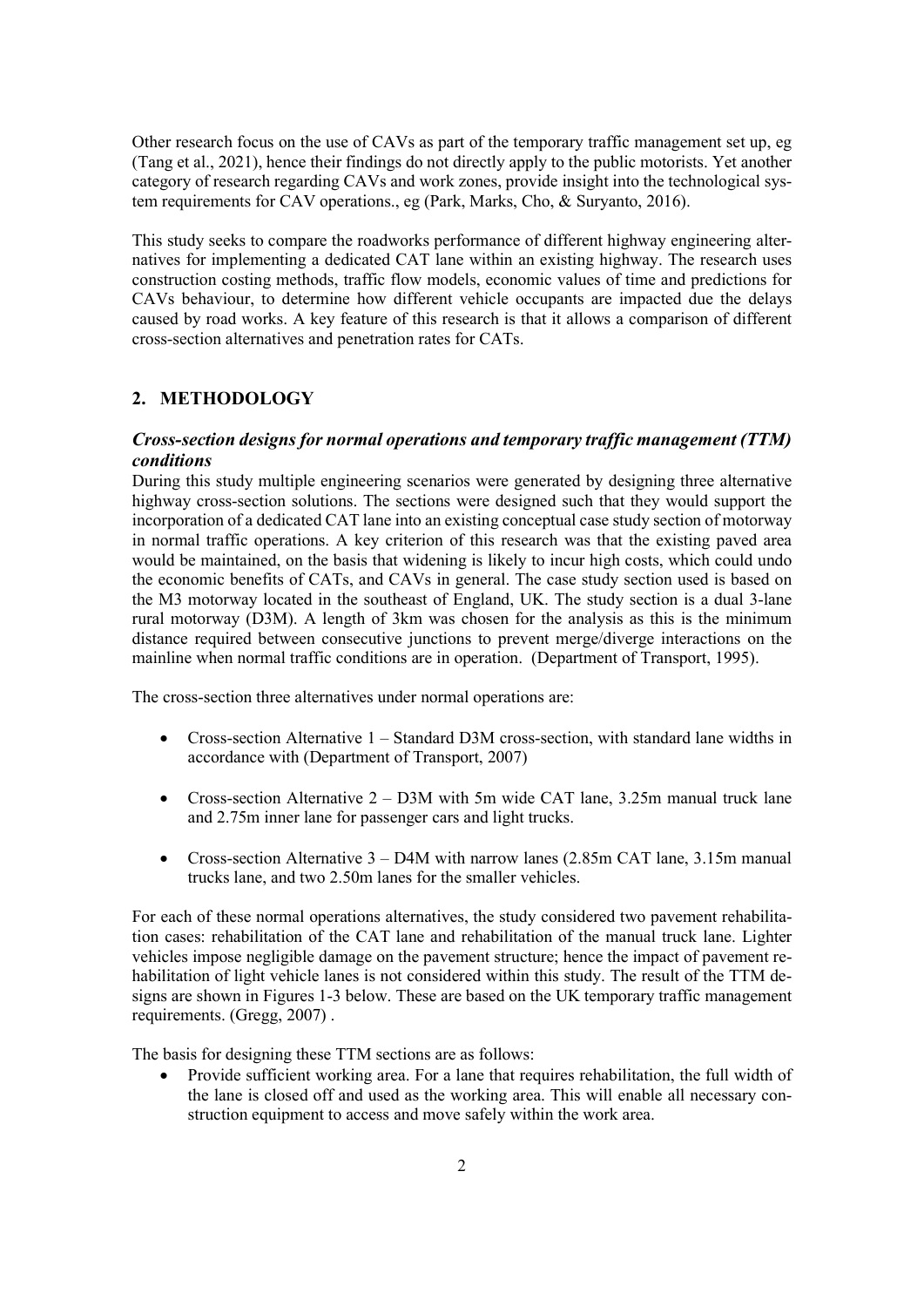Other research focus on the use of CAVs as part of the temporary traffic management set up, eg (Tang et al., 2021), hence their findings do not directly apply to the public motorists. Yet another category of research regarding CAVs and work zones, provide insight into the technological system requirements for CAV operations., eg (Park, Marks, Cho, & Suryanto, 2016).

This study seeks to compare the roadworks performance of different highway engineering alternatives for implementing a dedicated CAT lane within an existing highway. The research uses construction costing methods, traffic flow models, economic values of time and predictions for CAVs behaviour, to determine how different vehicle occupants are impacted due the delays caused by road works. A key feature of this research is that it allows a comparison of different cross-section alternatives and penetration rates for CATs.

## 2. METHODOLOGY

### *Cross-section designs for normal operations and temporary traffic management (TTM) conditions*

During this study multiple engineering scenarios were generated by designing three alternative highway cross-section solutions. The sections were designed such that they would support the incorporation of a dedicated CAT lane into an existing conceptual case study section of motorway in normal traffic operations. A key criterion of this research was that the existing paved area would be maintained, on the basis that widening is likely to incur high costs, which could undo the economic benefits of CATs, and CAVs in general. The case study section used is based on the M3 motorway located in the southeast of England, UK. The study section is a dual 3-lane rural motorway (D3M). A length of 3km was chosen for the analysis as this is the minimum distance required between consecutive junctions to prevent merge/diverge interactions on the mainline when normal traffic conditions are in operation. (Department of Transport, 1995).

The cross-section three alternatives under normal operations are:

- Cross-section Alternative 1 – Standard D3M cross-section, with standard lane widths in accordance with (Department of Transport, 2007)
- Cross-section Alternative 2 – D3M with 5m wide CAT lane, 3.25m manual truck lane and 2.75m inner lane for passenger cars and light trucks.
- Cross-section Alternative 3 – D4M with narrow lanes (2.85m CAT lane, 3.15m manual trucks lane, and two 2.50m lanes for the smaller vehicles.

For each of these normal operations alternatives, the study considered two pavement rehabilitation cases: rehabilitation of the CAT lane and rehabilitation of the manual truck lane. Lighter vehicles impose negligible damage on the pavement structure; hence the impact of pavement rehabilitation of light vehicle lanes is not considered within this study. The result of the TTM designs are shown in Figures 1-3 below. These are based on the UK temporary traffic management requirements. (Gregg, 2007) .

The basis for designing these TTM sections are as follows:

- Provide sufficient working area. For a lane that requires rehabilitation, the full width of the lane is closed off and used as the working area. This will enable all necessary construction equipment to access and move safely within the work area.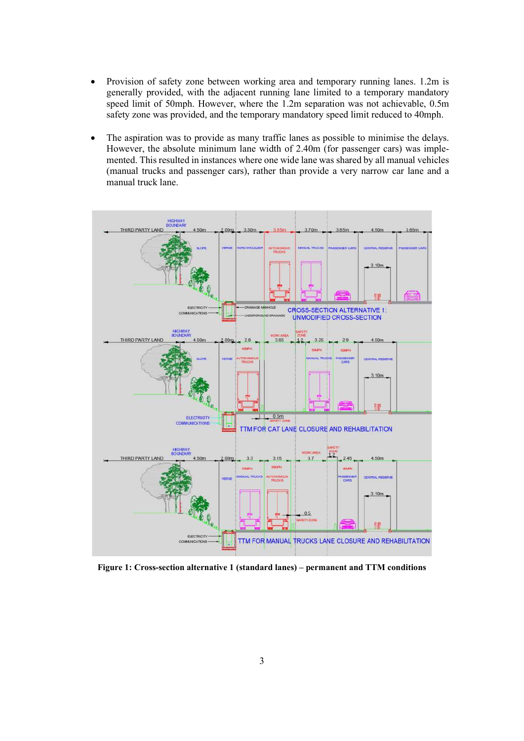- Provision of safety zone between working area and temporary running lanes. 1.2m is generally provided, with the adjacent running lane limited to a temporary mandatory speed limit of 50mph. However, where the 1.2m separation was not achievable, 0.5m safety zone was provided, and the temporary mandatory speed limit reduced to 40mph.
- The aspiration was to provide as many traffic lanes as possible to minimise the delays. However, the absolute minimum lane width of 2.40m (for passenger cars) was implemented. This resulted in instances where one wide lane was shared by all manual vehicles (manual trucks and passenger cars), rather than provide a very narrow car lane and a manual truck lane.

**Figure 1: Cross-section alternative 1 (standard lanes) – permanent and TTM conditions**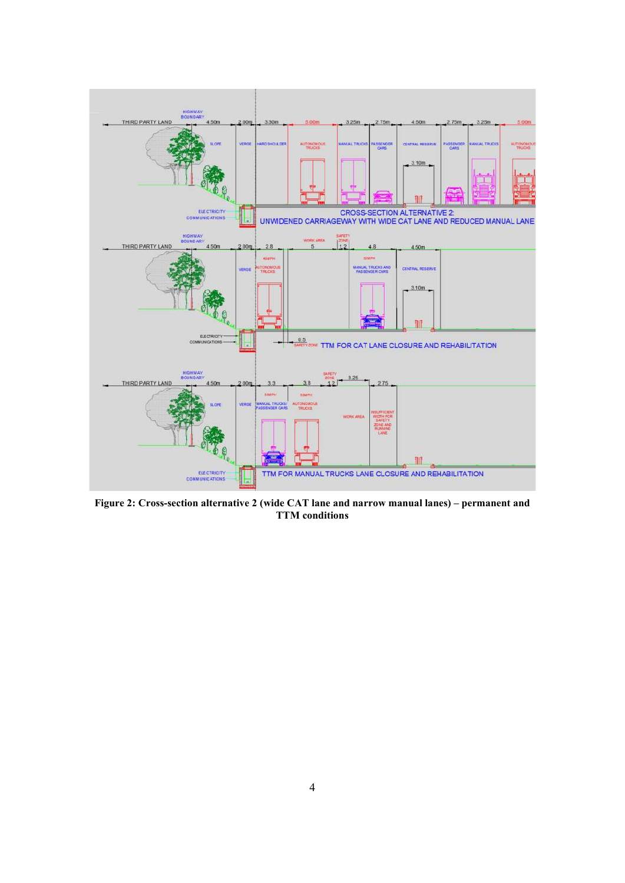**Figure 2: Cross-section alternative 2 (wide CAT lane and narrow manual lanes) – permanent and TTM conditions**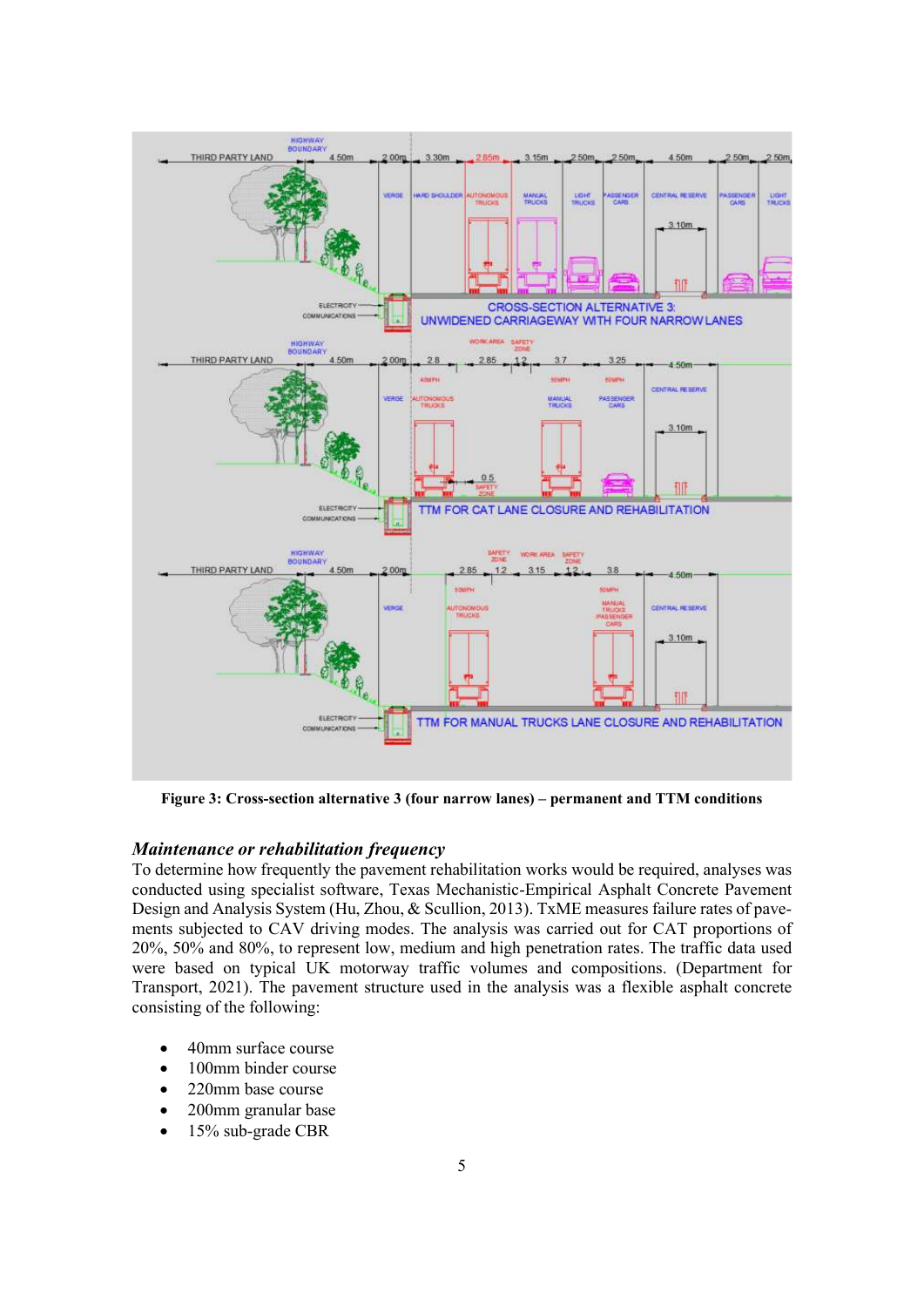Figure 3: Cross-section alternative 3 (four narrow lanes) – permanent and TTM conditions

### *Maintenance or rehabilitation frequency*

To determine how frequently the pavement rehabilitation works would be required, analyses was conducted using specialist software, Texas Mechanistic-Empirical Asphalt Concrete Pavement Design and Analysis System (Hu, Zhou, & Scullion, 2013). TxME measures failure rates of pavements subjected to CAV driving modes. The analysis was carried out for CAT proportions of 20%, 50% and 80%, to represent low, medium and high penetration rates. The traffic data used were based on typical UK motorway traffic volumes and compositions. (Department for Transport, 2021). The pavement structure used in the analysis was a flexible asphalt concrete consisting of the following:

- 40mm surface course
- 100mm binder course
- 220mm base course
- 200mm granular base
- 15% sub-grade CBR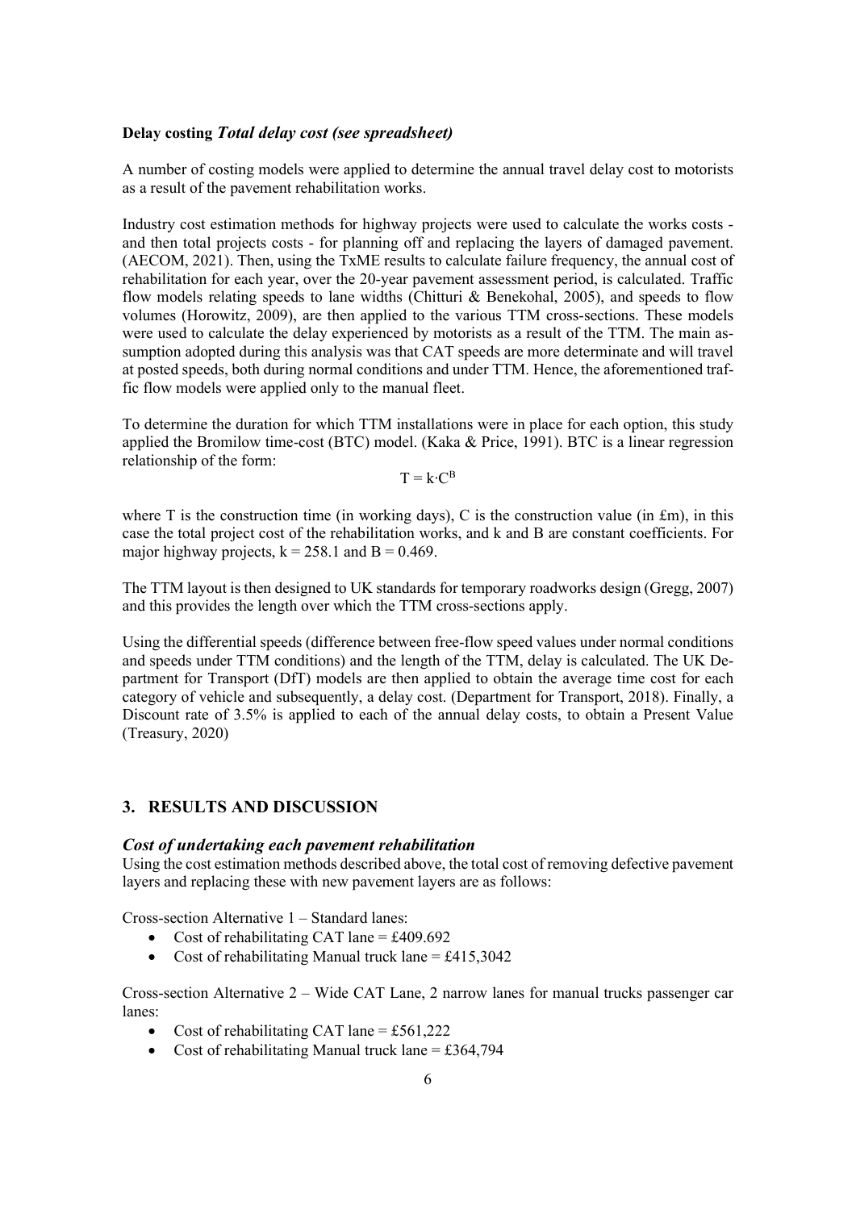**Delay costing** ***Total delay cost (see spreadsheet)***

A number of costing models were applied to determine the annual travel delay cost to motorists as a result of the pavement rehabilitation works.

Industry cost estimation methods for highway projects were used to calculate the works costs - and then total projects costs - for planning off and replacing the layers of damaged pavement. (AECOM, 2021). Then, using the TxME results to calculate failure frequency, the annual cost of rehabilitation for each year, over the 20-year pavement assessment period, is calculated. Traffic flow models relating speeds to lane widths (Chitturi & Benekohal, 2005), and speeds to flow volumes (Horowitz, 2009), are then applied to the various TTM cross-sections. These models were used to calculate the delay experienced by motorists as a result of the TTM. The main assumption adopted during this analysis was that CAT speeds are more determinate and will travel at posted speeds, both during normal conditions and under TTM. Hence, the aforementioned traffic flow models were applied only to the manual fleet.

To determine the duration for which TTM installations were in place for each option, this study applied the Bromilow time-cost (BTC) model. (Kaka & Price, 1991). BTC is a linear regression relationship of the form:

$$T = k \cdot C^{B}$$

where T is the construction time (in working days), C is the construction value (in £m), in this case the total project cost of the rehabilitation works, and k and B are constant coefficients. For major highway projects, $k = 258.1$ and $B = 0.469$.

The TTM layout is then designed to UK standards for temporary roadworks design (Gregg, 2007) and this provides the length over which the TTM cross-sections apply.

Using the differential speeds (difference between free-flow speed values under normal conditions and speeds under TTM conditions) and the length of the TTM, delay is calculated. The UK Department for Transport (DfT) models are then applied to obtain the average time cost for each category of vehicle and subsequently, a delay cost. (Department for Transport, 2018). Finally, a Discount rate of 3.5% is applied to each of the annual delay costs, to obtain a Present Value (Treasury, 2020)

## 3. RESULTS AND DISCUSSION

### *Cost of undertaking each pavement rehabilitation*

Using the cost estimation methods described above, the total cost of removing defective pavement layers and replacing these with new pavement layers are as follows:

Cross-section Alternative 1 – Standard lanes:

- Cost of rehabilitating CAT lane = £409.692
- Cost of rehabilitating Manual truck lane = £415,3042

Cross-section Alternative 2 – Wide CAT Lane, 2 narrow lanes for manual trucks passenger car lanes:

- Cost of rehabilitating CAT lane = £561,222
- Cost of rehabilitating Manual truck lane = £364,794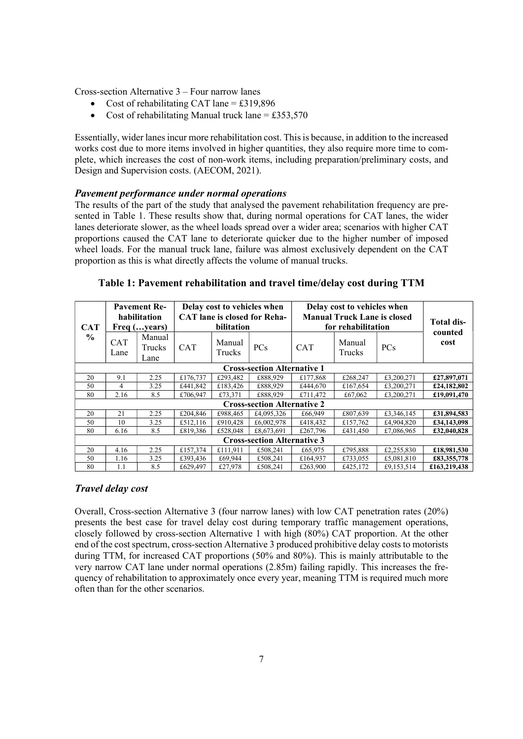Cross-section Alternative 3 – Four narrow lanes

- Cost of rehabilitating CAT lane = £319,896
- Cost of rehabilitating Manual truck lane = £353,570

Essentially, wider lanes incur more rehabilitation cost. This is because, in addition to the increased works cost due to more items involved in higher quantities, they also require more time to complete, which increases the cost of non-work items, including preparation/preliminary costs, and Design and Supervision costs. (AECOM, 2021).

### *Pavement performance under normal operations*

The results of the part of the study that analysed the pavement rehabilitation frequency are presented in Table 1. These results show that, during normal operations for CAT lanes, the wider lanes deteriorate slower, as the wheel loads spread over a wider area; scenarios with higher CAT proportions caused the CAT lane to deteriorate quicker due to the higher number of imposed wheel loads. For the manual truck lane, failure was almost exclusively dependent on the CAT proportion as this is what directly affects the volume of manual trucks.

**Table 1: Pavement rehabilitation and travel time/delay cost during TTM**

| CAT % | Pavement Rehabilitation Freq (…years) | | Delay cost to vehicles when CAT lane is closed for Rehabilitation | | | Delay cost to vehicles when Manual Truck Lane is closed for rehabilitation | | | Total discounted cost |
|---|---|---|---|---|---|---|---|---|---|
| | CAT Lane | Manual Trucks Lane | CAT | Manual Trucks | PCs | CAT | Manual Trucks | PCs | |
| **Cross-section Alternative 1** | | | | | | | | | |
| 20 | 9.1 | 2.25 | £176,737 | £293,482 | £888,929 | £177,868 | £268,247 | £3,200,271 | **£27,897,071** |
| 50 | 4 | 3.25 | £441,842 | £183,426 | £888,929 | £444,670 | £167,654 | £3,200,271 | **£24,182,802** |
| 80 | 2.16 | 8.5 | £706,947 | £73,371 | £888,929 | £711,472 | £67,062 | £3,200,271 | **£19,091,470** |
| **Cross-section Alternative 2** | | | | | | | | | |
| 20 | 21 | 2.25 | £204,846 | £988,465 | £4,095,326 | £66,949 | £807,639 | £3,346,145 | **£31,894,583** |
| 50 | 10 | 3.25 | £512,116 | £910,428 | £6,002,978 | £418,432 | £157,762 | £4,904,820 | **£34,143,098** |
| 80 | 6.16 | 8.5 | £819,386 | £528,048 | £8,673,691 | £267,796 | £431,450 | £7,086,965 | **£32,040,828** |
| **Cross-section Alternative 3** | | | | | | | | | |
| 20 | 4.16 | 2.25 | £157,374 | £111,911 | £508,241 | £65,975 | £795,888 | £2,255,830 | **£18,981,530** |
| 50 | 1.16 | 3.25 | £393,436 | £69,944 | £508,241 | £164,937 | £733,055 | £5,081,810 | **£83,355,778** |
| 80 | 1.1 | 8.5 | £629,497 | £27,978 | £508,241 | £263,900 | £425,172 | £9,153,514 | **£163,219,438** |

### *Travel delay cost*

Overall, Cross-section Alternative 3 (four narrow lanes) with low CAT penetration rates (20%) presents the best case for travel delay cost during temporary traffic management operations, closely followed by cross-section Alternative 1 with high (80%) CAT proportion. At the other end of the cost spectrum, cross-section Alternative 3 produced prohibitive delay costs to motorists during TTM, for increased CAT proportions (50% and 80%). This is mainly attributable to the very narrow CAT lane under normal operations (2.85m) failing rapidly. This increases the frequency of rehabilitation to approximately once every year, meaning TTM is required much more often than for the other scenarios.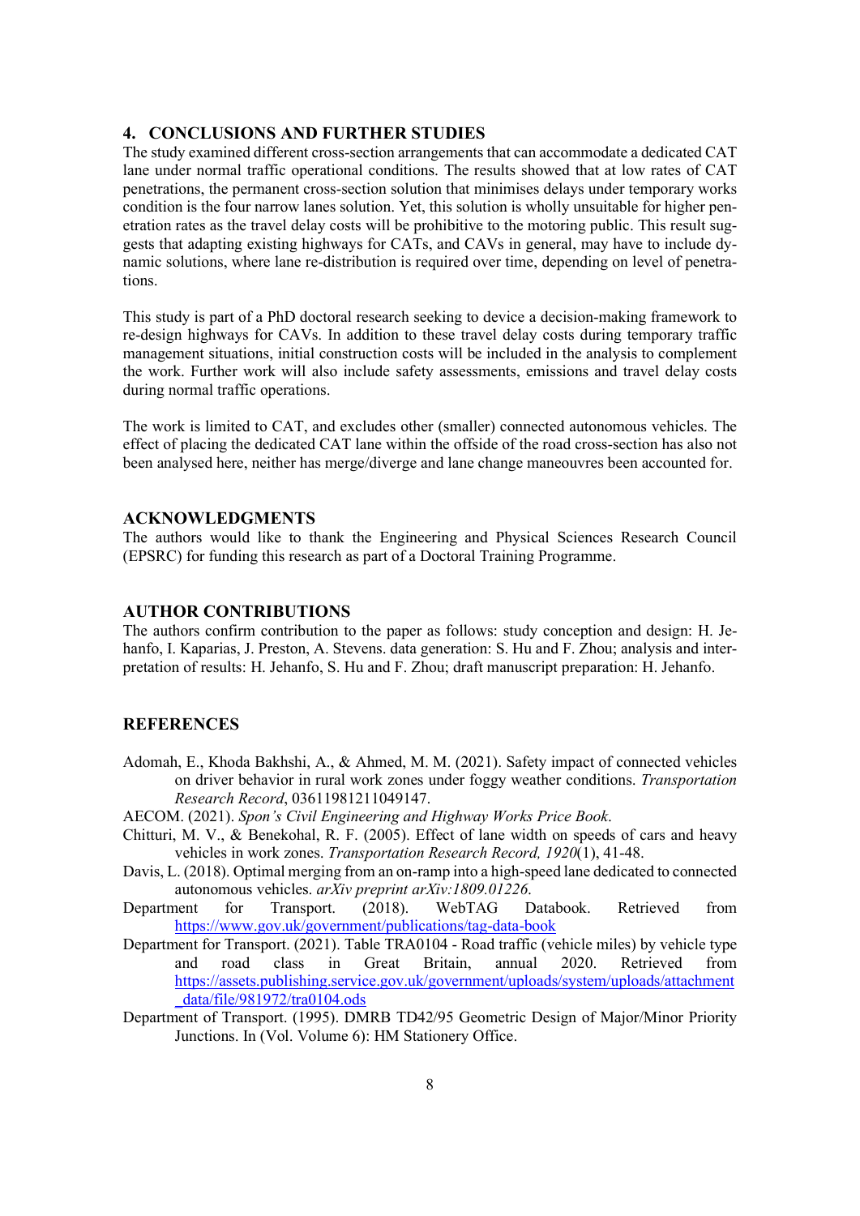## 4. CONCLUSIONS AND FURTHER STUDIES

The study examined different cross-section arrangements that can accommodate a dedicated CAT lane under normal traffic operational conditions. The results showed that at low rates of CAT penetrations, the permanent cross-section solution that minimises delays under temporary works condition is the four narrow lanes solution. Yet, this solution is wholly unsuitable for higher penetration rates as the travel delay costs will be prohibitive to the motoring public. This result suggests that adapting existing highways for CATs, and CAVs in general, may have to include dynamic solutions, where lane re-distribution is required over time, depending on level of penetrations.

This study is part of a PhD doctoral research seeking to device a decision-making framework to re-design highways for CAVs. In addition to these travel delay costs during temporary traffic management situations, initial construction costs will be included in the analysis to complement the work. Further work will also include safety assessments, emissions and travel delay costs during normal traffic operations.

The work is limited to CAT, and excludes other (smaller) connected autonomous vehicles. The effect of placing the dedicated CAT lane within the offside of the road cross-section has also not been analysed here, neither has merge/diverge and lane change maneouvres been accounted for.

## ACKNOWLEDGMENTS

The authors would like to thank the Engineering and Physical Sciences Research Council (EPSRC) for funding this research as part of a Doctoral Training Programme.

## AUTHOR CONTRIBUTIONS

The authors confirm contribution to the paper as follows: study conception and design: H. Jehanfo, I. Kaparias, J. Preston, A. Stevens. data generation: S. Hu and F. Zhou; analysis and interpretation of results: H. Jehanfo, S. Hu and F. Zhou; draft manuscript preparation: H. Jehanfo.

## REFERENCES

Adomah, E., Khoda Bakhshi, A., & Ahmed, M. M. (2021). Safety impact of connected vehicles on driver behavior in rural work zones under foggy weather conditions. *Transportation Research Record*, 03611981211049147.

AECOM. (2021). *Spon's Civil Engineering and Highway Works Price Book*.

Chitturi, M. V., & Benekohal, R. F. (2005). Effect of lane width on speeds of cars and heavy vehicles in work zones. *Transportation Research Record, 1920*(1), 41-48.

Davis, L. (2018). Optimal merging from an on-ramp into a high-speed lane dedicated to connected autonomous vehicles. *arXiv preprint arXiv:1809.01226*.

Department for Transport. (2018). WebTAG Databook. Retrieved from https://www.gov.uk/government/publications/tag-data-book

Department for Transport. (2021). Table TRA0104 - Road traffic (vehicle miles) by vehicle type and road class in Great Britain, annual 2020. Retrieved from https://assets.publishing.service.gov.uk/government/uploads/system/uploads/attachment_data/file/981972/tra0104.ods

Department of Transport. (1995). DMRB TD42/95 Geometric Design of Major/Minor Priority Junctions. In (Vol. Volume 6): HM Stationery Office.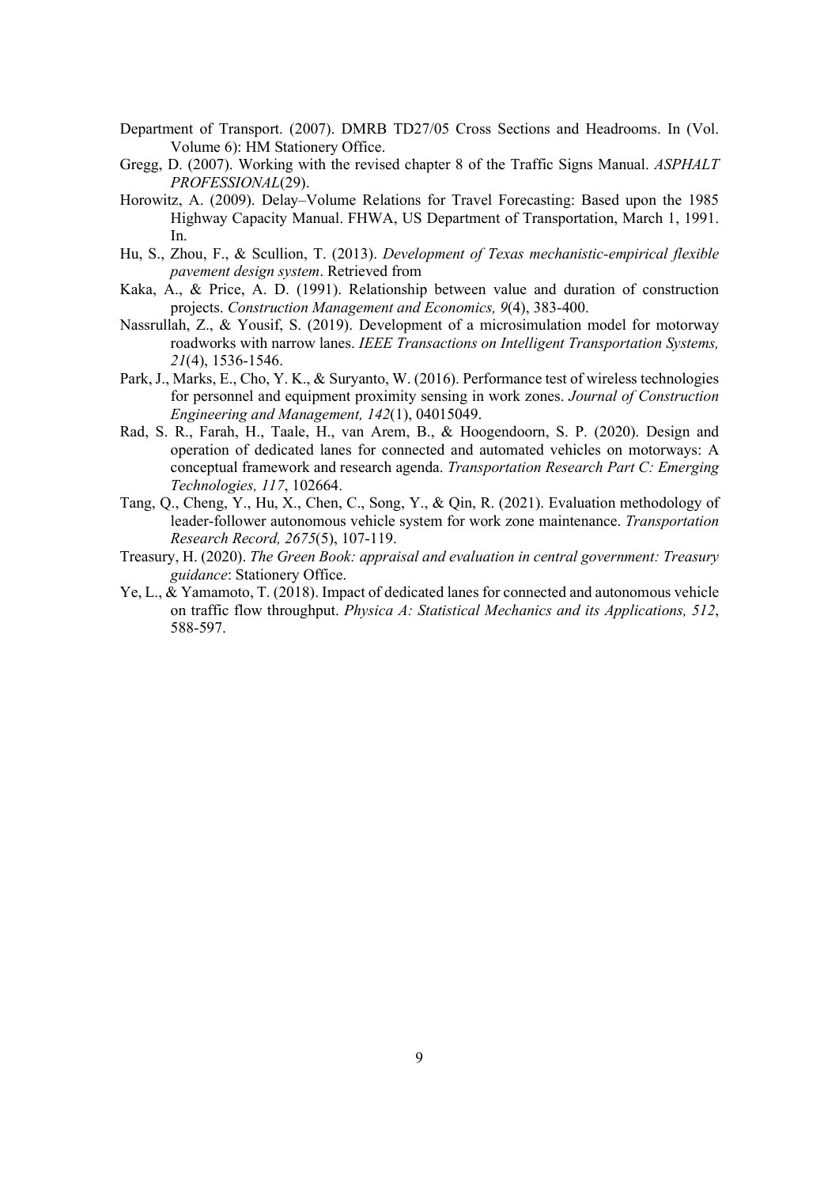Department of Transport. (2007). DMRB TD27/05 Cross Sections and Headrooms. In (Vol. Volume 6): HM Stationery Office.

Gregg, D. (2007). Working with the revised chapter 8 of the Traffic Signs Manual. *ASPHALT PROFESSIONAL*(29).

Horowitz, A. (2009). Delay–Volume Relations for Travel Forecasting: Based upon the 1985 Highway Capacity Manual. FHWA, US Department of Transportation, March 1, 1991. In.

Hu, S., Zhou, F., & Scullion, T. (2013). *Development of Texas mechanistic-empirical flexible pavement design system*. Retrieved from

Kaka, A., & Price, A. D. (1991). Relationship between value and duration of construction projects. *Construction Management and Economics, 9*(4), 383-400.

Nassrullah, Z., & Yousif, S. (2019). Development of a microsimulation model for motorway roadworks with narrow lanes. *IEEE Transactions on Intelligent Transportation Systems, 21*(4), 1536-1546.

Park, J., Marks, E., Cho, Y. K., & Suryanto, W. (2016). Performance test of wireless technologies for personnel and equipment proximity sensing in work zones. *Journal of Construction Engineering and Management, 142*(1), 04015049.

Rad, S. R., Farah, H., Taale, H., van Arem, B., & Hoogendoorn, S. P. (2020). Design and operation of dedicated lanes for connected and automated vehicles on motorways: A conceptual framework and research agenda. *Transportation Research Part C: Emerging Technologies, 117*, 102664.

Tang, Q., Cheng, Y., Hu, X., Chen, C., Song, Y., & Qin, R. (2021). Evaluation methodology of leader-follower autonomous vehicle system for work zone maintenance. *Transportation Research Record, 2675*(5), 107-119.

Treasury, H. (2020). *The Green Book: appraisal and evaluation in central government: Treasury guidance*: Stationery Office.

Ye, L., & Yamamoto, T. (2018). Impact of dedicated lanes for connected and autonomous vehicle on traffic flow throughput. *Physica A: Statistical Mechanics and its Applications, 512*, 588-597.